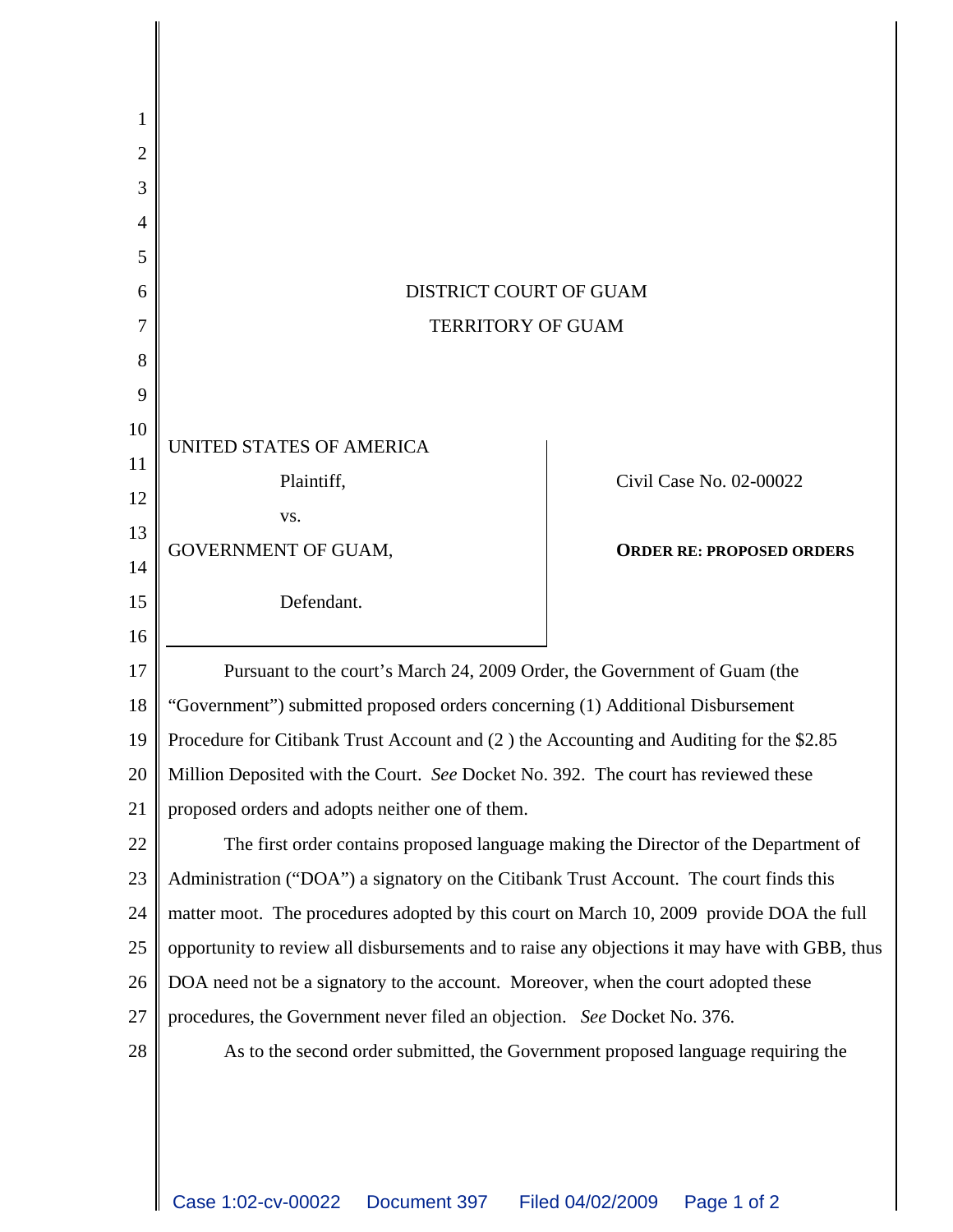DISTRICT COURT OF GUAM

TERRITORY OF GUAM

| | |
|---|---|
| UNITED STATES OF AMERICA<br>Plaintiff,<br>vs.<br>GOVERNMENT OF GUAM,<br>Defendant. | Civil Case No. 02-00022<br><br>**ORDER RE: PROPOSED ORDERS** |

Pursuant to the court's March 24, 2009 Order, the Government of Guam (the "Government") submitted proposed orders concerning (1) Additional Disbursement Procedure for Citibank Trust Account and (2 ) the Accounting and Auditing for the $2.85 Million Deposited with the Court. *See* Docket No. 392. The court has reviewed these proposed orders and adopts neither one of them.

The first order contains proposed language making the Director of the Department of Administration ("DOA") a signatory on the Citibank Trust Account. The court finds this matter moot. The procedures adopted by this court on March 10, 2009 provide DOA the full opportunity to review all disbursements and to raise any objections it may have with GBB, thus DOA need not be a signatory to the account. Moreover, when the court adopted these procedures, the Government never filed an objection. *See* Docket No. 376.

As to the second order submitted, the Government proposed language requiring the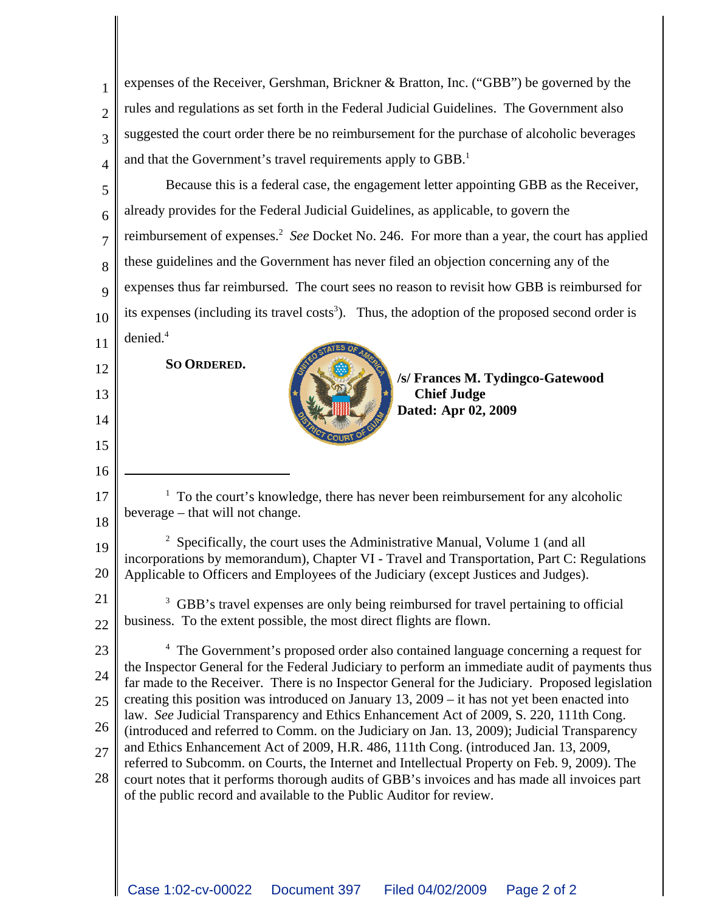expenses of the Receiver, Gershman, Brickner & Bratton, Inc. ("GBB") be governed by the rules and regulations as set forth in the Federal Judicial Guidelines. The Government also suggested the court order there be no reimbursement for the purchase of alcoholic beverages and that the Government's travel requirements apply to GBB.[1]

Because this is a federal case, the engagement letter appointing GBB as the Receiver, already provides for the Federal Judicial Guidelines, as applicable, to govern the reimbursement of expenses.[2] *See* Docket No. 246. For more than a year, the court has applied these guidelines and the Government has never filed an objection concerning any of the expenses thus far reimbursed. The court sees no reason to revisit how GBB is reimbursed for its expenses (including its travel costs[3]). Thus, the adoption of the proposed second order is denied.[4]

**SO ORDERED.**

**/s/ Frances M. Tydingco-Gatewood**
**Chief Judge**
**Dated: Apr 02, 2009**

---

[1] To the court's knowledge, there has never been reimbursement for any alcoholic beverage – that will not change.

[2] Specifically, the court uses the Administrative Manual, Volume 1 (and all incorporations by memorandum), Chapter VI - Travel and Transportation, Part C: Regulations Applicable to Officers and Employees of the Judiciary (except Justices and Judges).

[3] GBB's travel expenses are only being reimbursed for travel pertaining to official business. To the extent possible, the most direct flights are flown.

[4] The Government's proposed order also contained language concerning a request for the Inspector General for the Federal Judiciary to perform an immediate audit of payments thus far made to the Receiver. There is no Inspector General for the Judiciary. Proposed legislation creating this position was introduced on January 13, 2009 – it has not yet been enacted into law. *See* Judicial Transparency and Ethics Enhancement Act of 2009, S. 220, 111th Cong. (introduced and referred to Comm. on the Judiciary on Jan. 13, 2009); Judicial Transparency and Ethics Enhancement Act of 2009, H.R. 486, 111th Cong. (introduced Jan. 13, 2009, referred to Subcomm. on Courts, the Internet and Intellectual Property on Feb. 9, 2009). The court notes that it performs thorough audits of GBB's invoices and has made all invoices part of the public record and available to the Public Auditor for review.